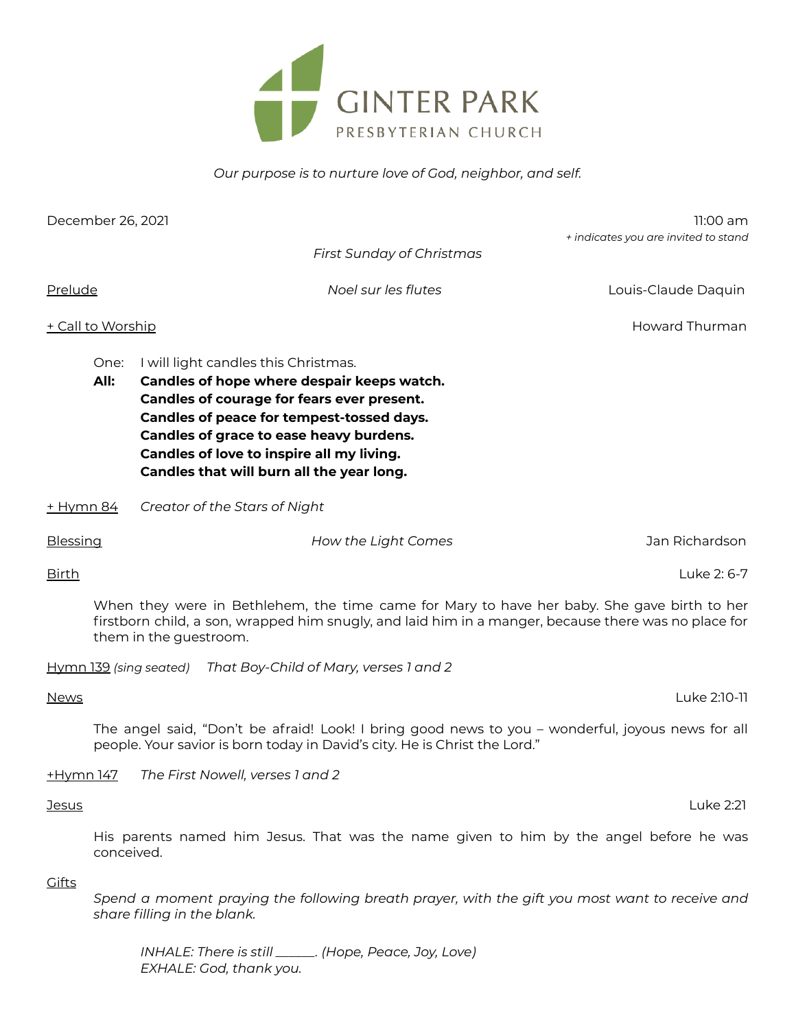# GINTER PARK
PRESBYTERIAN CHURCH

*Our purpose is to nurture love of God, neighbor, and self.*

December 26, 2021 — 11:00 am

*+ indicates you are invited to stand*

*First Sunday of Christmas*

Prelude — *Noel sur les flutes* — Louis-Claude Daquin

+ Call to Worship — Howard Thurman

One: I will light candles this Christmas.

**All: Candles of hope where despair keeps watch.**
**Candles of courage for fears ever present.**
**Candles of peace for tempest-tossed days.**
**Candles of grace to ease heavy burdens.**
**Candles of love to inspire all my living.**
**Candles that will burn all the year long.**

+ Hymn 84 — *Creator of the Stars of Night*

Blessing — *How the Light Comes* — Jan Richardson

Birth — Luke 2: 6-7

When they were in Bethlehem, the time came for Mary to have her baby. She gave birth to her firstborn child, a son, wrapped him snugly, and laid him in a manger, because there was no place for them in the guestroom.

Hymn 139 *(sing seated)* — *That Boy-Child of Mary, verses 1 and 2*

News — Luke 2:10-11

The angel said, "Don't be afraid! Look! I bring good news to you – wonderful, joyous news for all people. Your savior is born today in David's city. He is Christ the Lord."

+Hymn 147 — *The First Nowell, verses 1 and 2*

Jesus — Luke 2:21

His parents named him Jesus. That was the name given to him by the angel before he was conceived.

Gifts

*Spend a moment praying the following breath prayer, with the gift you most want to receive and share filling in the blank.*

*INHALE: There is still ______. (Hope, Peace, Joy, Love)*
*EXHALE: God, thank you.*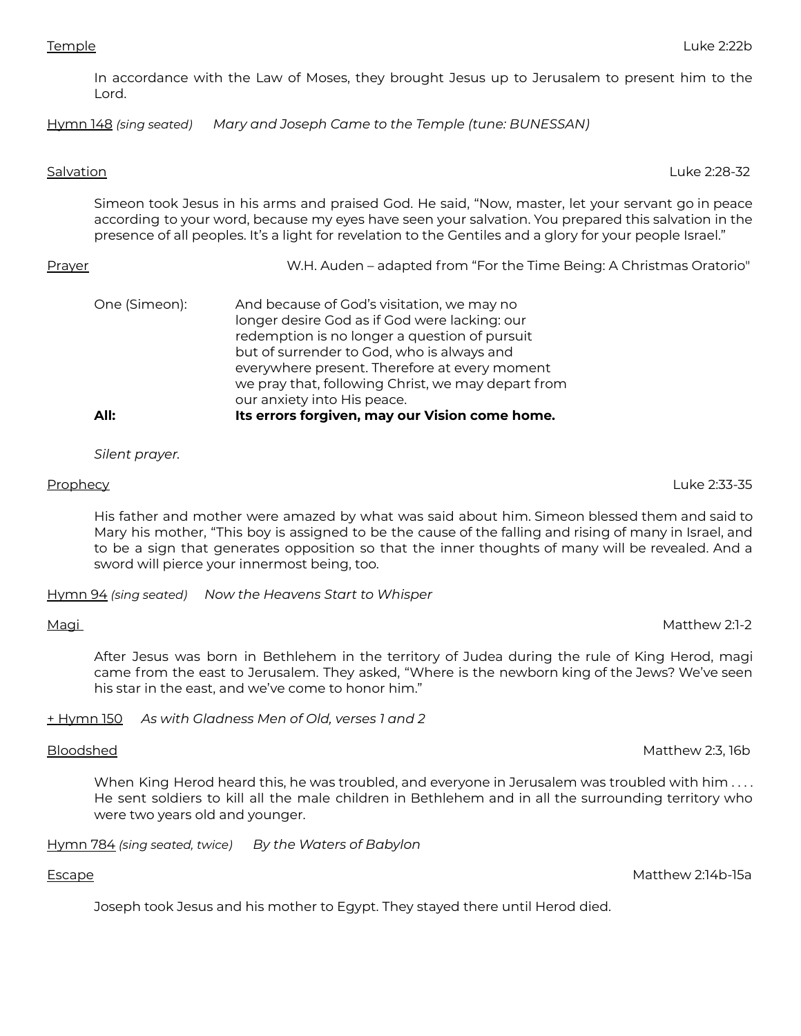Temple — Luke 2:22b

In accordance with the Law of Moses, they brought Jesus up to Jerusalem to present him to the Lord.

Hymn 148 *(sing seated)* *Mary and Joseph Came to the Temple (tune: BUNESSAN)*

Salvation — Luke 2:28-32

Simeon took Jesus in his arms and praised God. He said, "Now, master, let your servant go in peace according to your word, because my eyes have seen your salvation. You prepared this salvation in the presence of all peoples. It's a light for revelation to the Gentiles and a glory for your people Israel."

Prayer — W.H. Auden – adapted from "For the Time Being: A Christmas Oratorio"

One (Simeon): And because of God's visitation, we may no longer desire God as if God were lacking: our redemption is no longer a question of pursuit but of surrender to God, who is always and everywhere present. Therefore at every moment we pray that, following Christ, we may depart from our anxiety into His peace.

**All: Its errors forgiven, may our Vision come home.**

*Silent prayer.*

Prophecy — Luke 2:33-35

His father and mother were amazed by what was said about him. Simeon blessed them and said to Mary his mother, "This boy is assigned to be the cause of the falling and rising of many in Israel, and to be a sign that generates opposition so that the inner thoughts of many will be revealed. And a sword will pierce your innermost being, too.

Hymn 94 *(sing seated)* *Now the Heavens Start to Whisper*

Magi — Matthew 2:1-2

After Jesus was born in Bethlehem in the territory of Judea during the rule of King Herod, magi came from the east to Jerusalem. They asked, "Where is the newborn king of the Jews? We've seen his star in the east, and we've come to honor him."

+ Hymn 150 *As with Gladness Men of Old, verses 1 and 2*

Bloodshed — Matthew 2:3, 16b

When King Herod heard this, he was troubled, and everyone in Jerusalem was troubled with him . . . . He sent soldiers to kill all the male children in Bethlehem and in all the surrounding territory who were two years old and younger.

Hymn 784 *(sing seated, twice)* *By the Waters of Babylon*

Escape — Matthew 2:14b-15a

Joseph took Jesus and his mother to Egypt. They stayed there until Herod died.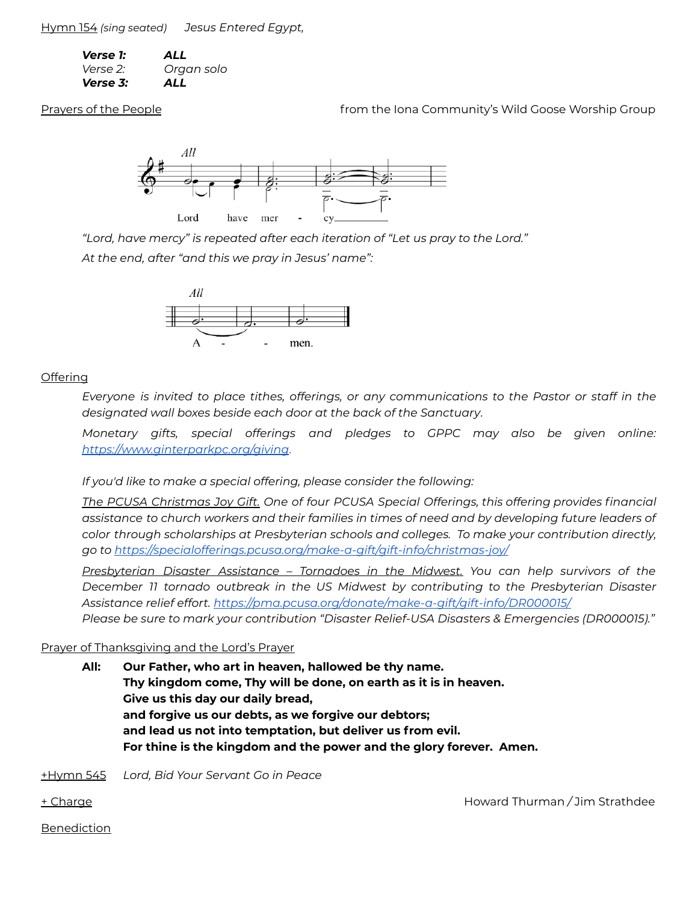Hymn 154 *(sing seated)* *Jesus Entered Egypt,*

***Verse 1:*** ***ALL***
*Verse 2:* *Organ solo*
***Verse 3:*** ***ALL***

Prayers of the People — from the Iona Community's Wild Goose Worship Group

*All* — Lord have mer - cy

*"Lord, have mercy" is repeated after each iteration of "Let us pray to the Lord."*

*At the end, after "and this we pray in Jesus' name":*

*All* — A - - men.

Offering

*Everyone is invited to place tithes, offerings, or any communications to the Pastor or staff in the designated wall boxes beside each door at the back of the Sanctuary.*

*Monetary gifts, special offerings and pledges to GPPC may also be given online: https://www.ginterparkpc.org/giving.*

*If you'd like to make a special offering, please consider the following:*

*The PCUSA Christmas Joy Gift. One of four PCUSA Special Offerings, this offering provides financial assistance to church workers and their families in times of need and by developing future leaders of color through scholarships at Presbyterian schools and colleges. To make your contribution directly, go to https://specialofferings.pcusa.org/make-a-gift/gift-info/christmas-joy/*

*Presbyterian Disaster Assistance – Tornadoes in the Midwest. You can help survivors of the December 11 tornado outbreak in the US Midwest by contributing to the Presbyterian Disaster Assistance relief effort. https://pma.pcusa.org/donate/make-a-gift/gift-info/DR000015/*
*Please be sure to mark your contribution "Disaster Relief-USA Disasters & Emergencies (DR000015)."*

Prayer of Thanksgiving and the Lord's Prayer

**All:** **Our Father, who art in heaven, hallowed be thy name.**
**Thy kingdom come, Thy will be done, on earth as it is in heaven.**
**Give us this day our daily bread,**
**and forgive us our debts, as we forgive our debtors;**
**and lead us not into temptation, but deliver us from evil.**
**For thine is the kingdom and the power and the glory forever. Amen.**

+Hymn 545 *Lord, Bid Your Servant Go in Peace*

+ Charge — Howard Thurman / Jim Strathdee

Benediction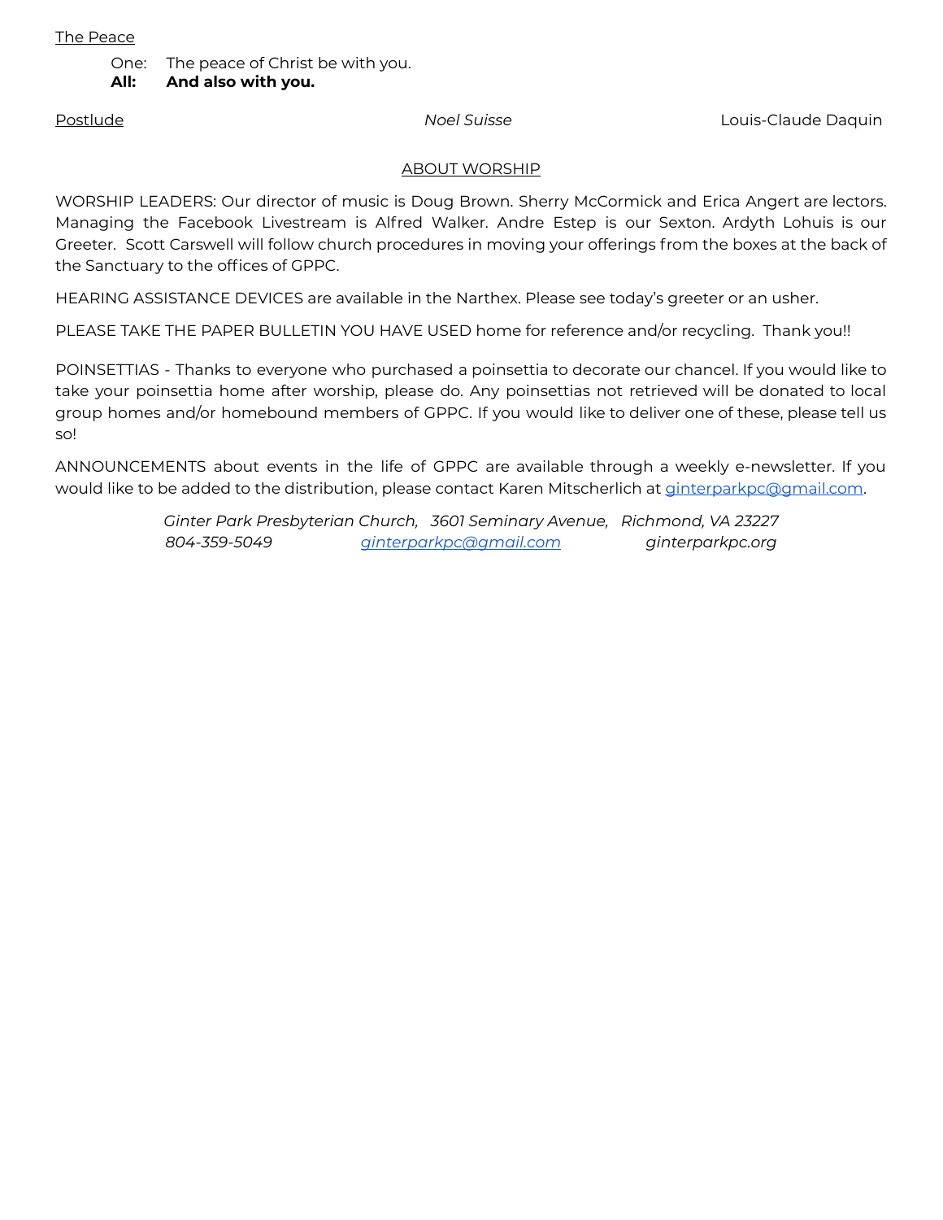The Peace

One: The peace of Christ be with you.
**All: And also with you.**

Postlude *Noel Suisse* Louis-Claude Daquin

## ABOUT WORSHIP

WORSHIP LEADERS: Our director of music is Doug Brown. Sherry McCormick and Erica Angert are lectors. Managing the Facebook Livestream is Alfred Walker. Andre Estep is our Sexton. Ardyth Lohuis is our Greeter. Scott Carswell will follow church procedures in moving your offerings from the boxes at the back of the Sanctuary to the offices of GPPC.

HEARING ASSISTANCE DEVICES are available in the Narthex. Please see today's greeter or an usher.

PLEASE TAKE THE PAPER BULLETIN YOU HAVE USED home for reference and/or recycling. Thank you!!

POINSETTIAS - Thanks to everyone who purchased a poinsettia to decorate our chancel. If you would like to take your poinsettia home after worship, please do. Any poinsettias not retrieved will be donated to local group homes and/or homebound members of GPPC. If you would like to deliver one of these, please tell us so!

ANNOUNCEMENTS about events in the life of GPPC are available through a weekly e-newsletter. If you would like to be added to the distribution, please contact Karen Mitscherlich at ginterparkpc@gmail.com.

*Ginter Park Presbyterian Church, 3601 Seminary Avenue, Richmond, VA 23227*
*804-359-5049 ginterparkpc@gmail.com ginterparkpc.org*